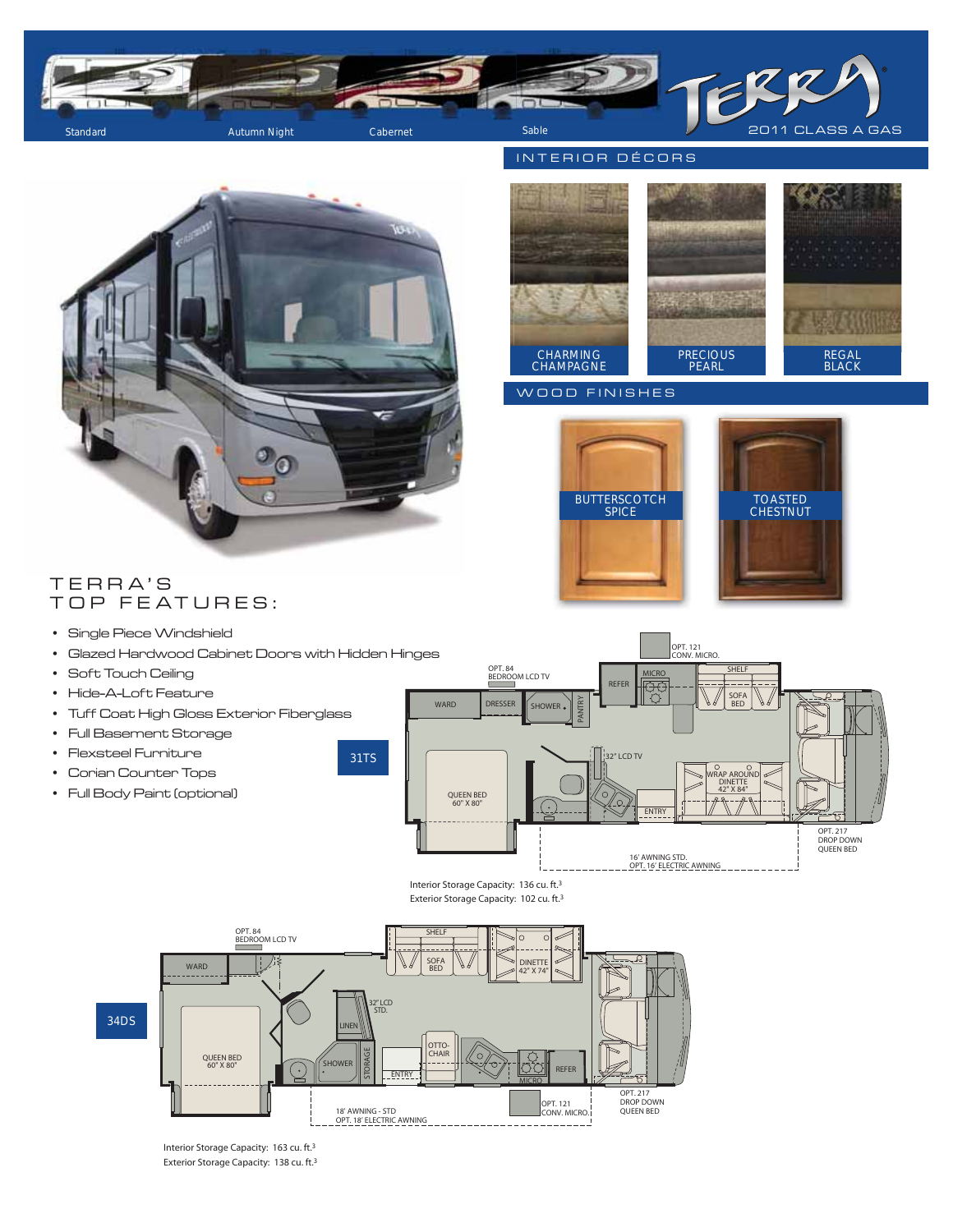# TERRA 2011 CLASS A GAS

Standard | Autumn Night | Cabernet | Sable

## INTERIOR DÉCORS

- CHARMING CHAMPAGNE
- PRECIOUS PEARL
- REGAL BLACK

## WOOD FINISHES

- BUTTERSCOTCH SPICE
- TOASTED CHESTNUT

## TERRA'S TOP FEATURES:

- Single Piece Windshield
- Glazed Hardwood Cabinet Doors with Hidden Hinges
- Soft Touch Ceiling
- Hide-A-Loft Feature
- Tuff Coat High Gloss Exterior Fiberglass
- Full Basement Storage
- Flexsteel Furniture
- Corian Counter Tops
- Full Body Paint (optional)

## 31TS

OPT. 121 CONV. MICRO. | OPT. 84 BEDROOM LCD TV | SHELF | MICRO | REFER | SOFA BED | WARD | DRESSER | SHOWER | PANTRY | 32" LCD TV | WRAP AROUND DINETTE 42" X 84" | QUEEN BED 60" X 80" | ENTRY | OPT. 217 DROP DOWN QUEEN BED | 16' AWNING STD. OPT. 16' ELECTRIC AWNING

Interior Storage Capacity: 136 cu. ft.³
Exterior Storage Capacity: 102 cu. ft.³

## 34DS

OPT. 84 BEDROOM LCD TV | SHELF | SOFA BED | DINETTE 42" X 74" | WARD | 32" LCD STD. | LINEN | OTTO-CHAIR | QUEEN BED 60" X 80" | SHOWER | STORAGE | ENTRY | REFER | MICRO | OPT. 121 CONV. MICRO. | OPT. 217 DROP DOWN QUEEN BED | 18' AWNING - STD OPT. 18' ELECTRIC AWNING

Interior Storage Capacity: 163 cu. ft.³
Exterior Storage Capacity: 138 cu. ft.³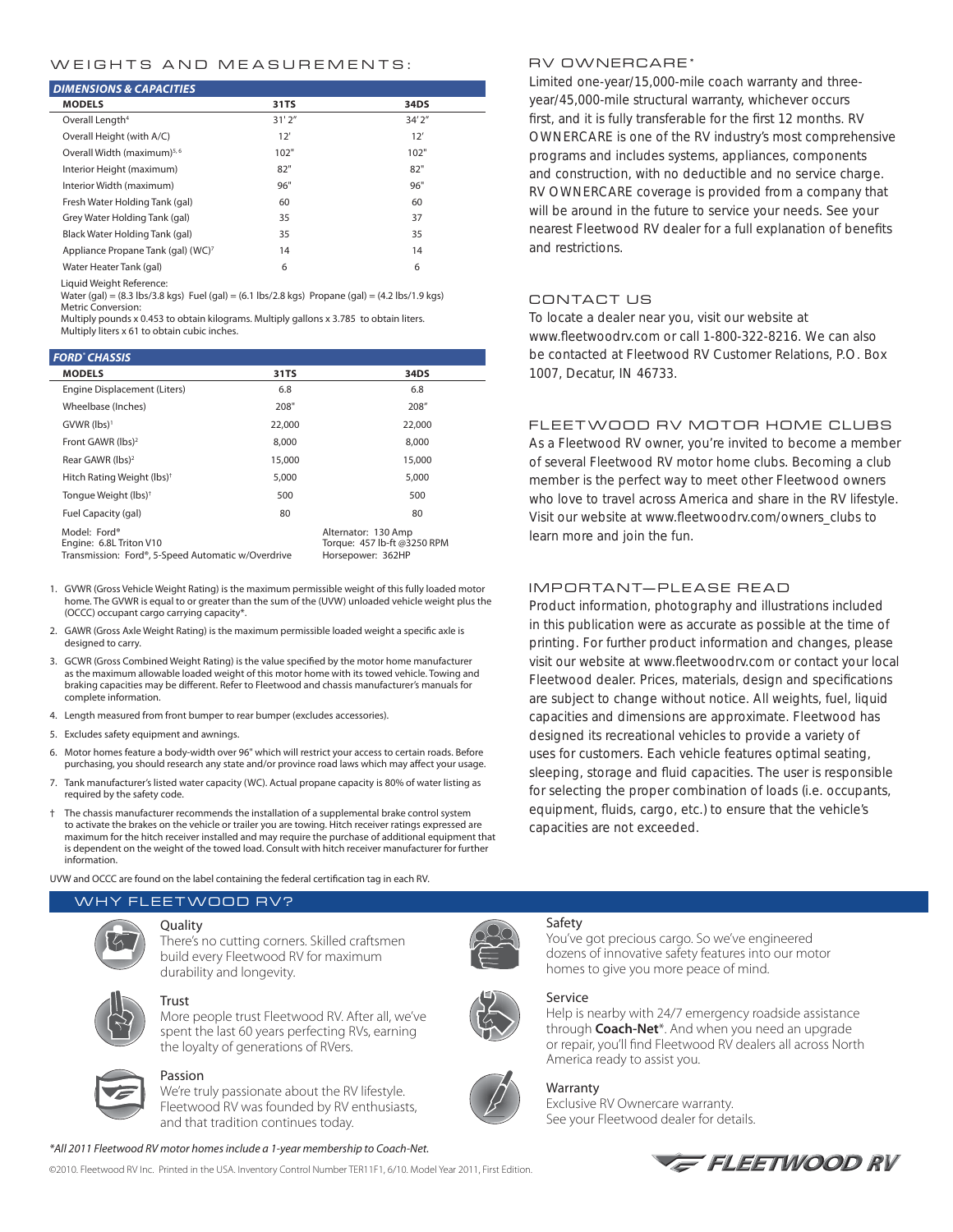## WEIGHTS AND MEASUREMENTS:

| ***DIMENSIONS & CAPACITIES*** | | |
|---|---|---|
| **MODELS** | **31TS** | **34DS** |
| Overall Length[4] | 31' 2" | 34' 2" |
| Overall Height (with A/C) | 12' | 12' |
| Overall Width (maximum)[5, 6] | 102" | 102" |
| Interior Height (maximum) | 82" | 82" |
| Interior Width (maximum) | 96" | 96" |
| Fresh Water Holding Tank (gal) | 60 | 60 |
| Grey Water Holding Tank (gal) | 35 | 37 |
| Black Water Holding Tank (gal) | 35 | 35 |
| Appliance Propane Tank (gal) (WC)[7] | 14 | 14 |
| Water Heater Tank (gal) | 6 | 6 |

Liquid Weight Reference:
Water (gal) = (8.3 lbs/3.8 kgs) Fuel (gal) = (6.1 lbs/2.8 kgs) Propane (gal) = (4.2 lbs/1.9 kgs)
Metric Conversion:
Multiply pounds x 0.453 to obtain kilograms. Multiply gallons x 3.785 to obtain liters.
Multiply liters x 61 to obtain cubic inches.

| ***FORD® CHASSIS*** | | |
|---|---|---|
| **MODELS** | **31TS** | **34DS** |
| Engine Displacement (Liters) | 6.8 | 6.8 |
| Wheelbase (Inches) | 208" | 208" |
| GVWR (lbs)[1] | 22,000 | 22,000 |
| Front GAWR (lbs)[2] | 8,000 | 8,000 |
| Rear GAWR (lbs)[2] | 15,000 | 15,000 |
| Hitch Rating Weight (lbs)[†] | 5,000 | 5,000 |
| Tongue Weight (lbs)[†] | 500 | 500 |
| Fuel Capacity (gal) | 80 | 80 |

Model: Ford®
Engine: 6.8L Triton V10
Transmission: Ford®, 5-Speed Automatic w/Overdrive

Alternator: 130 Amp
Torque: 457 lb-ft @3250 RPM
Horsepower: 362HP

1. GVWR (Gross Vehicle Weight Rating) is the maximum permissible weight of this fully loaded motor home. The GVWR is equal to or greater than the sum of the (UVW) unloaded vehicle weight plus the (OCCC) occupant cargo carrying capacity*.
2. GAWR (Gross Axle Weight Rating) is the maximum permissible loaded weight a specific axle is designed to carry.
3. GCWR (Gross Combined Weight Rating) is the value specified by the motor home manufacturer as the maximum allowable loaded weight of this motor home with its towed vehicle. Towing and braking capacities may be different. Refer to Fleetwood and chassis manufacturer's manuals for complete information.
4. Length measured from front bumper to rear bumper (excludes accessories).
5. Excludes safety equipment and awnings.
6. Motor homes feature a body-width over 96" which will restrict your access to certain roads. Before purchasing, you should research any state and/or province road laws which may affect your usage.
7. Tank manufacturer's listed water capacity (WC). Actual propane capacity is 80% of water listing as required by the safety code.

† The chassis manufacturer recommends the installation of a supplemental brake control system to activate the brakes on the vehicle or trailer you are towing. Hitch receiver ratings expressed are maximum for the hitch receiver installed and may require the purchase of additional equipment that is dependent on the weight of the towed load. Consult with hitch receiver manufacturer for further information.

UVW and OCCC are found on the label containing the federal certification tag in each RV.

## RV OWNERCARE*

Limited one-year/15,000-mile coach warranty and three-year/45,000-mile structural warranty, whichever occurs first, and it is fully transferable for the first 12 months. RV OWNERCARE is one of the RV industry's most comprehensive programs and includes systems, appliances, components and construction, with no deductible and no service charge. RV OWNERCARE coverage is provided from a company that will be around in the future to service your needs. See your nearest Fleetwood RV dealer for a full explanation of benefits and restrictions.

## CONTACT US

To locate a dealer near you, visit our website at www.fleetwoodrv.com or call 1-800-322-8216. We can also be contacted at Fleetwood RV Customer Relations, P.O. Box 1007, Decatur, IN 46733.

## FLEETWOOD RV MOTOR HOME CLUBS

As a Fleetwood RV owner, you're invited to become a member of several Fleetwood RV motor home clubs. Becoming a club member is the perfect way to meet other Fleetwood owners who love to travel across America and share in the RV lifestyle. Visit our website at www.fleetwoodrv.com/owners_clubs to learn more and join the fun.

## IMPORTANT—PLEASE READ

Product information, photography and illustrations included in this publication were as accurate as possible at the time of printing. For further product information and changes, please visit our website at www.fleetwoodrv.com or contact your local Fleetwood dealer. Prices, materials, design and specifications are subject to change without notice. All weights, fuel, liquid capacities and dimensions are approximate. Fleetwood has designed its recreational vehicles to provide a variety of uses for customers. Each vehicle features optimal seating, sleeping, storage and fluid capacities. The user is responsible for selecting the proper combination of loads (i.e. occupants, equipment, fluids, cargo, etc.) to ensure that the vehicle's capacities are not exceeded.

## WHY FLEETWOOD RV?

### Quality
There's no cutting corners. Skilled craftsmen build every Fleetwood RV for maximum durability and longevity.

### Trust
More people trust Fleetwood RV. After all, we've spent the last 60 years perfecting RVs, earning the loyalty of generations of RVers.

### Passion
We're truly passionate about the RV lifestyle. Fleetwood RV was founded by RV enthusiasts, and that tradition continues today.

### Safety
You've got precious cargo. So we've engineered dozens of innovative safety features into our motor homes to give you more peace of mind.

### Service
Help is nearby with 24/7 emergency roadside assistance through **Coach-Net***. And when you need an upgrade or repair, you'll find Fleetwood RV dealers all across North America ready to assist you.

### Warranty
Exclusive RV Ownercare warranty.
See your Fleetwood dealer for details.

*\*All 2011 Fleetwood RV motor homes include a 1-year membership to Coach-Net.*

©2010. Fleetwood RV Inc. Printed in the USA. Inventory Control Number TER11F1, 6/10. Model Year 2011, First Edition.

FLEETWOOD RV